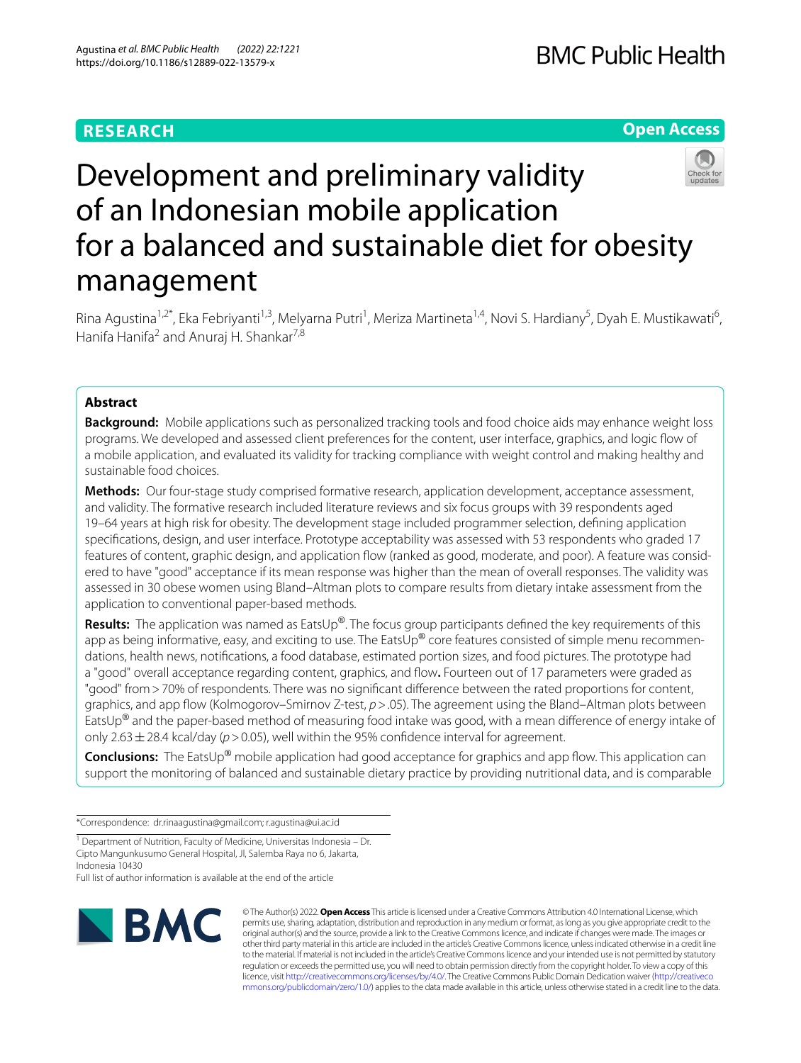RESEARCH

Open Access

# Development and preliminary validity of an Indonesian mobile application for a balanced and sustainable diet for obesity management

Rina Agustina[1,2*], Eka Febriyanti[1,3], Melyarna Putri[1], Meriza Martineta[1,4], Novi S. Hardiany[5], Dyah E. Mustikawati[6], Hanifa Hanifa[2] and Anuraj H. Shankar[7,8]

## Abstract

**Background:** Mobile applications such as personalized tracking tools and food choice aids may enhance weight loss programs. We developed and assessed client preferences for the content, user interface, graphics, and logic flow of a mobile application, and evaluated its validity for tracking compliance with weight control and making healthy and sustainable food choices.

**Methods:** Our four-stage study comprised formative research, application development, acceptance assessment, and validity. The formative research included literature reviews and six focus groups with 39 respondents aged 19–64 years at high risk for obesity. The development stage included programmer selection, defining application specifications, design, and user interface. Prototype acceptability was assessed with 53 respondents who graded 17 features of content, graphic design, and application flow (ranked as good, moderate, and poor). A feature was considered to have "good" acceptance if its mean response was higher than the mean of overall responses. The validity was assessed in 30 obese women using Bland–Altman plots to compare results from dietary intake assessment from the application to conventional paper-based methods.

**Results:** The application was named as EatsUp®. The focus group participants defined the key requirements of this app as being informative, easy, and exciting to use. The EatsUp® core features consisted of simple menu recommendations, health news, notifications, a food database, estimated portion sizes, and food pictures. The prototype had a "good" overall acceptance regarding content, graphics, and flow**.** Fourteen out of 17 parameters were graded as "good" from > 70% of respondents. There was no significant difference between the rated proportions for content, graphics, and app flow (Kolmogorov–Smirnov Z-test, $p > .05$). The agreement using the Bland–Altman plots between EatsUp® and the paper-based method of measuring food intake was good, with a mean difference of energy intake of only $2.63 \pm 28.4$ kcal/day ($p > 0.05$), well within the 95% confidence interval for agreement.

**Conclusions:** The EatsUp® mobile application had good acceptance for graphics and app flow. This application can support the monitoring of balanced and sustainable dietary practice by providing nutritional data, and is comparable

*Correspondence: dr.rinaagustina@gmail.com; r.agustina@ui.ac.id

[1] Department of Nutrition, Faculty of Medicine, Universitas Indonesia – Dr. Cipto Mangunkusumo General Hospital, Jl, Salemba Raya no 6, Jakarta, Indonesia 10430

Full list of author information is available at the end of the article

© The Author(s) 2022. **Open Access** This article is licensed under a Creative Commons Attribution 4.0 International License, which permits use, sharing, adaptation, distribution and reproduction in any medium or format, as long as you give appropriate credit to the original author(s) and the source, provide a link to the Creative Commons licence, and indicate if changes were made. The images or other third party material in this article are included in the article's Creative Commons licence, unless indicated otherwise in a credit line to the material. If material is not included in the article's Creative Commons licence and your intended use is not permitted by statutory regulation or exceeds the permitted use, you will need to obtain permission directly from the copyright holder. To view a copy of this licence, visit http://creativecommons.org/licenses/by/4.0/. The Creative Commons Public Domain Dedication waiver (http://creativecommons.org/publicdomain/zero/1.0/) applies to the data made available in this article, unless otherwise stated in a credit line to the data.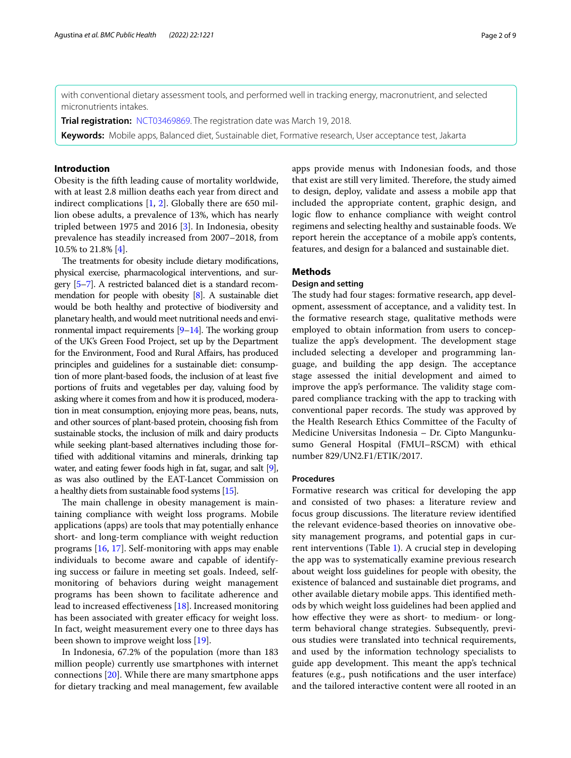with conventional dietary assessment tools, and performed well in tracking energy, macronutrient, and selected micronutrients intakes.

**Trial registration:** NCT03469869. The registration date was March 19, 2018.

**Keywords:** Mobile apps, Balanced diet, Sustainable diet, Formative research, User acceptance test, Jakarta

## Introduction

Obesity is the fifth leading cause of mortality worldwide, with at least 2.8 million deaths each year from direct and indirect complications [1, 2]. Globally there are 650 million obese adults, a prevalence of 13%, which has nearly tripled between 1975 and 2016 [3]. In Indonesia, obesity prevalence has steadily increased from 2007–2018, from 10.5% to 21.8% [4].

The treatments for obesity include dietary modifications, physical exercise, pharmacological interventions, and surgery [5–7]. A restricted balanced diet is a standard recommendation for people with obesity [8]. A sustainable diet would be both healthy and protective of biodiversity and planetary health, and would meet nutritional needs and environmental impact requirements [9–14]. The working group of the UK's Green Food Project, set up by the Department for the Environment, Food and Rural Affairs, has produced principles and guidelines for a sustainable diet: consumption of more plant-based foods, the inclusion of at least five portions of fruits and vegetables per day, valuing food by asking where it comes from and how it is produced, moderation in meat consumption, enjoying more peas, beans, nuts, and other sources of plant-based protein, choosing fish from sustainable stocks, the inclusion of milk and dairy products while seeking plant-based alternatives including those fortified with additional vitamins and minerals, drinking tap water, and eating fewer foods high in fat, sugar, and salt [9], as was also outlined by the EAT-Lancet Commission on a healthy diets from sustainable food systems [15].

The main challenge in obesity management is maintaining compliance with weight loss programs. Mobile applications (apps) are tools that may potentially enhance short- and long-term compliance with weight reduction programs [16, 17]. Self-monitoring with apps may enable individuals to become aware and capable of identifying success or failure in meeting set goals. Indeed, self-monitoring of behaviors during weight management programs has been shown to facilitate adherence and lead to increased effectiveness [18]. Increased monitoring has been associated with greater efficacy for weight loss. In fact, weight measurement every one to three days has been shown to improve weight loss [19].

In Indonesia, 67.2% of the population (more than 183 million people) currently use smartphones with internet connections [20]. While there are many smartphone apps for dietary tracking and meal management, few available apps provide menus with Indonesian foods, and those that exist are still very limited. Therefore, the study aimed to design, deploy, validate and assess a mobile app that included the appropriate content, graphic design, and logic flow to enhance compliance with weight control regimens and selecting healthy and sustainable foods. We report herein the acceptance of a mobile app's contents, features, and design for a balanced and sustainable diet.

## Methods

### Design and setting

The study had four stages: formative research, app development, assessment of acceptance, and a validity test. In the formative research stage, qualitative methods were employed to obtain information from users to conceptualize the app's development. The development stage included selecting a developer and programming language, and building the app design. The acceptance stage assessed the initial development and aimed to improve the app's performance. The validity stage compared compliance tracking with the app to tracking with conventional paper records. The study was approved by the Health Research Ethics Committee of the Faculty of Medicine Universitas Indonesia – Dr. Cipto Mangunkusumo General Hospital (FMUI–RSCM) with ethical number 829/UN2.F1/ETIK/2017.

### Procedures

Formative research was critical for developing the app and consisted of two phases: a literature review and focus group discussions. The literature review identified the relevant evidence-based theories on innovative obesity management programs, and potential gaps in current interventions (Table 1). A crucial step in developing the app was to systematically examine previous research about weight loss guidelines for people with obesity, the existence of balanced and sustainable diet programs, and other available dietary mobile apps. This identified methods by which weight loss guidelines had been applied and how effective they were as short- to medium- or long-term behavioral change strategies. Subsequently, previous studies were translated into technical requirements, and used by the information technology specialists to guide app development. This meant the app's technical features (e.g., push notifications and the user interface) and the tailored interactive content were all rooted in an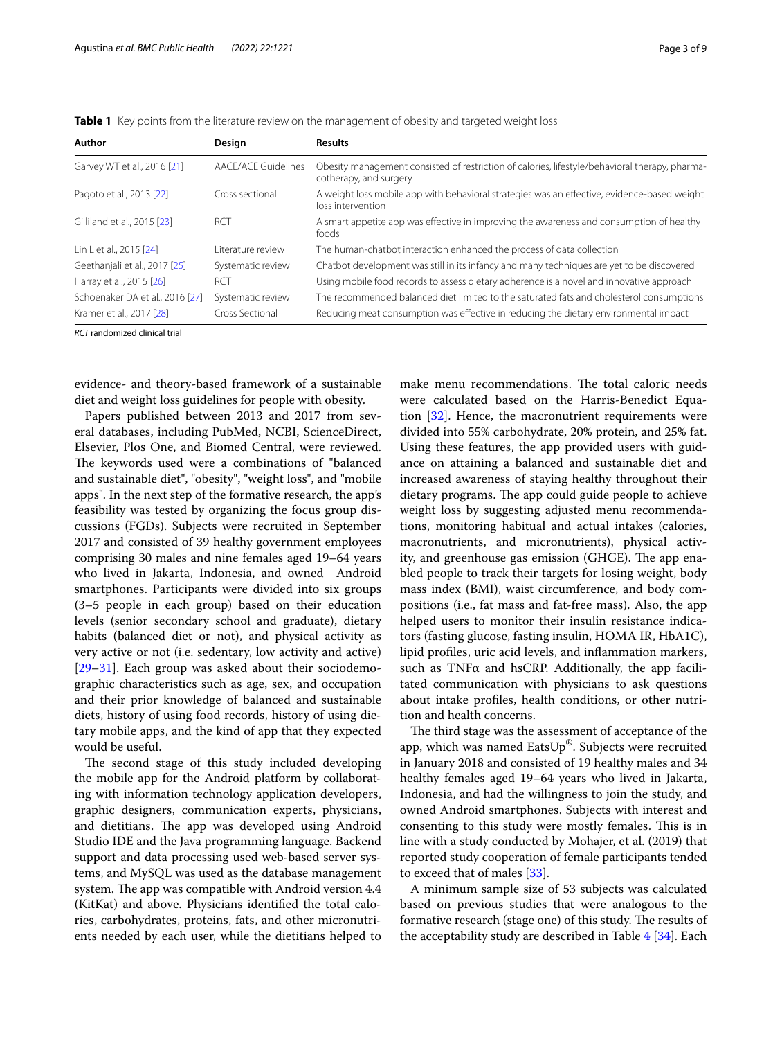**Table 1** Key points from the literature review on the management of obesity and targeted weight loss

| Author | Design | Results |
| --- | --- | --- |
| Garvey WT et al., 2016 [21] | AACE/ACE Guidelines | Obesity management consisted of restriction of calories, lifestyle/behavioral therapy, pharmacotherapy, and surgery |
| Pagoto et al., 2013 [22] | Cross sectional | A weight loss mobile app with behavioral strategies was an effective, evidence-based weight loss intervention |
| Gilliland et al., 2015 [23] | RCT | A smart appetite app was effective in improving the awareness and consumption of healthy foods |
| Lin L et al., 2015 [24] | Literature review | The human-chatbot interaction enhanced the process of data collection |
| Geethanjali et al., 2017 [25] | Systematic review | Chatbot development was still in its infancy and many techniques are yet to be discovered |
| Harray et al., 2015 [26] | RCT | Using mobile food records to assess dietary adherence is a novel and innovative approach |
| Schoenaker DA et al., 2016 [27] | Systematic review | The recommended balanced diet limited to the saturated fats and cholesterol consumptions |
| Kramer et al., 2017 [28] | Cross Sectional | Reducing meat consumption was effective in reducing the dietary environmental impact |

*RCT* randomized clinical trial

evidence- and theory-based framework of a sustainable diet and weight loss guidelines for people with obesity.

Papers published between 2013 and 2017 from several databases, including PubMed, NCBI, ScienceDirect, Elsevier, Plos One, and Biomed Central, were reviewed. The keywords used were a combinations of "balanced and sustainable diet", "obesity", "weight loss", and "mobile apps". In the next step of the formative research, the app's feasibility was tested by organizing the focus group discussions (FGDs). Subjects were recruited in September 2017 and consisted of 39 healthy government employees comprising 30 males and nine females aged 19–64 years who lived in Jakarta, Indonesia, and owned Android smartphones. Participants were divided into six groups (3–5 people in each group) based on their education levels (senior secondary school and graduate), dietary habits (balanced diet or not), and physical activity as very active or not (i.e. sedentary, low activity and active) [29–31]. Each group was asked about their sociodemographic characteristics such as age, sex, and occupation and their prior knowledge of balanced and sustainable diets, history of using food records, history of using dietary mobile apps, and the kind of app that they expected would be useful.

The second stage of this study included developing the mobile app for the Android platform by collaborating with information technology application developers, graphic designers, communication experts, physicians, and dietitians. The app was developed using Android Studio IDE and the Java programming language. Backend support and data processing used web-based server systems, and MySQL was used as the database management system. The app was compatible with Android version 4.4 (KitKat) and above. Physicians identified the total calories, carbohydrates, proteins, fats, and other micronutrients needed by each user, while the dietitians helped to make menu recommendations. The total caloric needs were calculated based on the Harris-Benedict Equation [32]. Hence, the macronutrient requirements were divided into 55% carbohydrate, 20% protein, and 25% fat. Using these features, the app provided users with guidance on attaining a balanced and sustainable diet and increased awareness of staying healthy throughout their dietary programs. The app could guide people to achieve weight loss by suggesting adjusted menu recommendations, monitoring habitual and actual intakes (calories, macronutrients, and micronutrients), physical activity, and greenhouse gas emission (GHGE). The app enabled people to track their targets for losing weight, body mass index (BMI), waist circumference, and body compositions (i.e., fat mass and fat-free mass). Also, the app helped users to monitor their insulin resistance indicators (fasting glucose, fasting insulin, HOMA IR, HbA1C), lipid profiles, uric acid levels, and inflammation markers, such as TNFα and hsCRP. Additionally, the app facilitated communication with physicians to ask questions about intake profiles, health conditions, or other nutrition and health concerns.

The third stage was the assessment of acceptance of the app, which was named EatsUp®. Subjects were recruited in January 2018 and consisted of 19 healthy males and 34 healthy females aged 19–64 years who lived in Jakarta, Indonesia, and had the willingness to join the study, and owned Android smartphones. Subjects with interest and consenting to this study were mostly females. This is in line with a study conducted by Mohajer, et al. (2019) that reported study cooperation of female participants tended to exceed that of males [33].

A minimum sample size of 53 subjects was calculated based on previous studies that were analogous to the formative research (stage one) of this study. The results of the acceptability study are described in Table 4 [34]. Each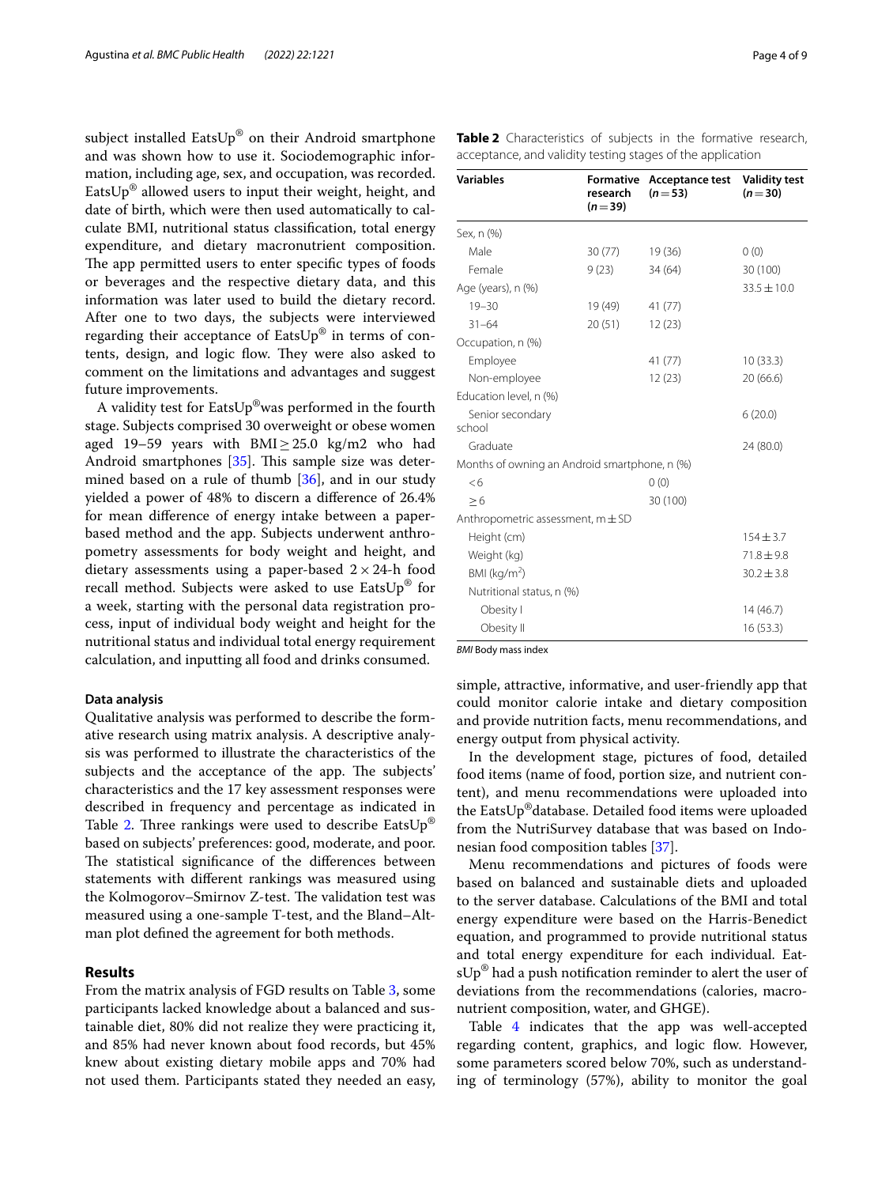subject installed EatsUp® on their Android smartphone and was shown how to use it. Sociodemographic information, including age, sex, and occupation, was recorded. EatsUp® allowed users to input their weight, height, and date of birth, which were then used automatically to calculate BMI, nutritional status classification, total energy expenditure, and dietary macronutrient composition. The app permitted users to enter specific types of foods or beverages and the respective dietary data, and this information was later used to build the dietary record. After one to two days, the subjects were interviewed regarding their acceptance of EatsUp® in terms of contents, design, and logic flow. They were also asked to comment on the limitations and advantages and suggest future improvements.

A validity test for EatsUp®was performed in the fourth stage. Subjects comprised 30 overweight or obese women aged 19–59 years with BMI ≥ 25.0 kg/m2 who had Android smartphones [35]. This sample size was determined based on a rule of thumb [36], and in our study yielded a power of 48% to discern a difference of 26.4% for mean difference of energy intake between a paper-based method and the app. Subjects underwent anthropometry assessments for body weight and height, and dietary assessments using a paper-based $2 \times 24$-h food recall method. Subjects were asked to use EatsUp® for a week, starting with the personal data registration process, input of individual body weight and height for the nutritional status and individual total energy requirement calculation, and inputting all food and drinks consumed.

#### Data analysis

Qualitative analysis was performed to describe the formative research using matrix analysis. A descriptive analysis was performed to illustrate the characteristics of the subjects and the acceptance of the app. The subjects' characteristics and the 17 key assessment responses were described in frequency and percentage as indicated in Table 2. Three rankings were used to describe EatsUp® based on subjects' preferences: good, moderate, and poor. The statistical significance of the differences between statements with different rankings was measured using the Kolmogorov–Smirnov Z-test. The validation test was measured using a one-sample T-test, and the Bland–Altman plot defined the agreement for both methods.

## Results

From the matrix analysis of FGD results on Table 3, some participants lacked knowledge about a balanced and sustainable diet, 80% did not realize they were practicing it, and 85% had never known about food records, but 45% knew about existing dietary mobile apps and 70% had not used them. Participants stated they needed an easy, simple, attractive, informative, and user-friendly app that could monitor calorie intake and dietary composition and provide nutrition facts, menu recommendations, and energy output from physical activity.

**Table 2** Characteristics of subjects in the formative research, acceptance, and validity testing stages of the application

| Variables | Formative research ($n = 39$) | Acceptance test ($n = 53$) | Validity test ($n = 30$) |
|---|---|---|---|
| Sex, n (%) | | | |
| Male | 30 (77) | 19 (36) | 0 (0) |
| Female | 9 (23) | 34 (64) | 30 (100) |
| Age (years), n (%) | | | 33.5 ± 10.0 |
| 19–30 | 19 (49) | 41 (77) | |
| 31–64 | 20 (51) | 12 (23) | |
| Occupation, n (%) | | | |
| Employee | | 41 (77) | 10 (33.3) |
| Non-employee | | 12 (23) | 20 (66.6) |
| Education level, n (%) | | | |
| Senior secondary school | | | 6 (20.0) |
| Graduate | | | 24 (80.0) |
| Months of owning an Android smartphone, n (%) | | | |
| <6 | | 0 (0) | |
| ≥6 | | 30 (100) | |
| Anthropometric assessment, m ± SD | | | |
| Height (cm) | | | 154 ± 3.7 |
| Weight (kg) | | | 71.8 ± 9.8 |
| BMI (kg/m$^2$) | | | 30.2 ± 3.8 |
| Nutritional status, n (%) | | | |
| Obesity I | | | 14 (46.7) |
| Obesity II | | | 16 (53.3) |

*BMI* Body mass index

In the development stage, pictures of food, detailed food items (name of food, portion size, and nutrient content), and menu recommendations were uploaded into the EatsUp®database. Detailed food items were uploaded from the NutriSurvey database that was based on Indonesian food composition tables [37].

Menu recommendations and pictures of foods were based on balanced and sustainable diets and uploaded to the server database. Calculations of the BMI and total energy expenditure were based on the Harris-Benedict equation, and programmed to provide nutritional status and total energy expenditure for each individual. EatsUp® had a push notification reminder to alert the user of deviations from the recommendations (calories, macronutrient composition, water, and GHGE).

Table 4 indicates that the app was well-accepted regarding content, graphics, and logic flow. However, some parameters scored below 70%, such as understanding of terminology (57%), ability to monitor the goal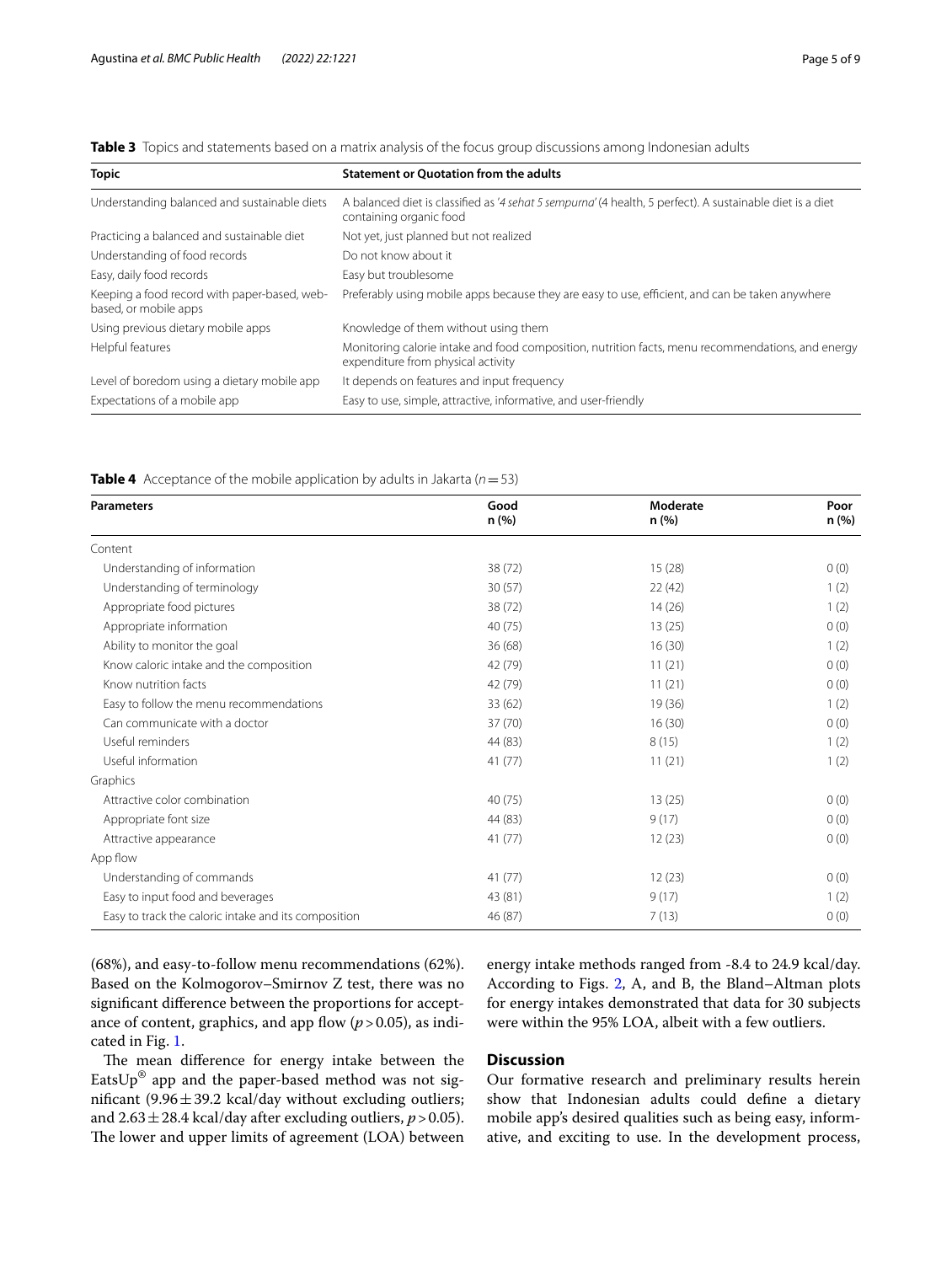**Table 3** Topics and statements based on a matrix analysis of the focus group discussions among Indonesian adults

| Topic | Statement or Quotation from the adults |
| --- | --- |
| Understanding balanced and sustainable diets | A balanced diet is classified as *'4 sehat 5 sempurna'* (4 health, 5 perfect). A sustainable diet is a diet containing organic food |
| Practicing a balanced and sustainable diet | Not yet, just planned but not realized |
| Understanding of food records | Do not know about it |
| Easy, daily food records | Easy but troublesome |
| Keeping a food record with paper-based, web-based, or mobile apps | Preferably using mobile apps because they are easy to use, efficient, and can be taken anywhere |
| Using previous dietary mobile apps | Knowledge of them without using them |
| Helpful features | Monitoring calorie intake and food composition, nutrition facts, menu recommendations, and energy expenditure from physical activity |
| Level of boredom using a dietary mobile app | It depends on features and input frequency |
| Expectations of a mobile app | Easy to use, simple, attractive, informative, and user-friendly |

**Table 4** Acceptance of the mobile application by adults in Jakarta ($n = 53$)

| Parameters | Good n (%) | Moderate n (%) | Poor n (%) |
| --- | --- | --- | --- |
| Content | | | |
| Understanding of information | 38 (72) | 15 (28) | 0 (0) |
| Understanding of terminology | 30 (57) | 22 (42) | 1 (2) |
| Appropriate food pictures | 38 (72) | 14 (26) | 1 (2) |
| Appropriate information | 40 (75) | 13 (25) | 0 (0) |
| Ability to monitor the goal | 36 (68) | 16 (30) | 1 (2) |
| Know caloric intake and the composition | 42 (79) | 11 (21) | 0 (0) |
| Know nutrition facts | 42 (79) | 11 (21) | 0 (0) |
| Easy to follow the menu recommendations | 33 (62) | 19 (36) | 1 (2) |
| Can communicate with a doctor | 37 (70) | 16 (30) | 0 (0) |
| Useful reminders | 44 (83) | 8 (15) | 1 (2) |
| Useful information | 41 (77) | 11 (21) | 1 (2) |
| Graphics | | | |
| Attractive color combination | 40 (75) | 13 (25) | 0 (0) |
| Appropriate font size | 44 (83) | 9 (17) | 0 (0) |
| Attractive appearance | 41 (77) | 12 (23) | 0 (0) |
| App flow | | | |
| Understanding of commands | 41 (77) | 12 (23) | 0 (0) |
| Easy to input food and beverages | 43 (81) | 9 (17) | 1 (2) |
| Easy to track the caloric intake and its composition | 46 (87) | 7 (13) | 0 (0) |

(68%), and easy-to-follow menu recommendations (62%). Based on the Kolmogorov–Smirnov Z test, there was no significant difference between the proportions for acceptance of content, graphics, and app flow ($p > 0.05$), as indicated in Fig. 1.

The mean difference for energy intake between the EatsUp® app and the paper-based method was not significant ($9.96 \pm 39.2$ kcal/day without excluding outliers; and $2.63 \pm 28.4$ kcal/day after excluding outliers, $p > 0.05$). The lower and upper limits of agreement (LOA) between energy intake methods ranged from -8.4 to 24.9 kcal/day. According to Figs. 2, A, and B, the Bland–Altman plots for energy intakes demonstrated that data for 30 subjects were within the 95% LOA, albeit with a few outliers.

## Discussion

Our formative research and preliminary results herein show that Indonesian adults could define a dietary mobile app's desired qualities such as being easy, informative, and exciting to use. In the development process,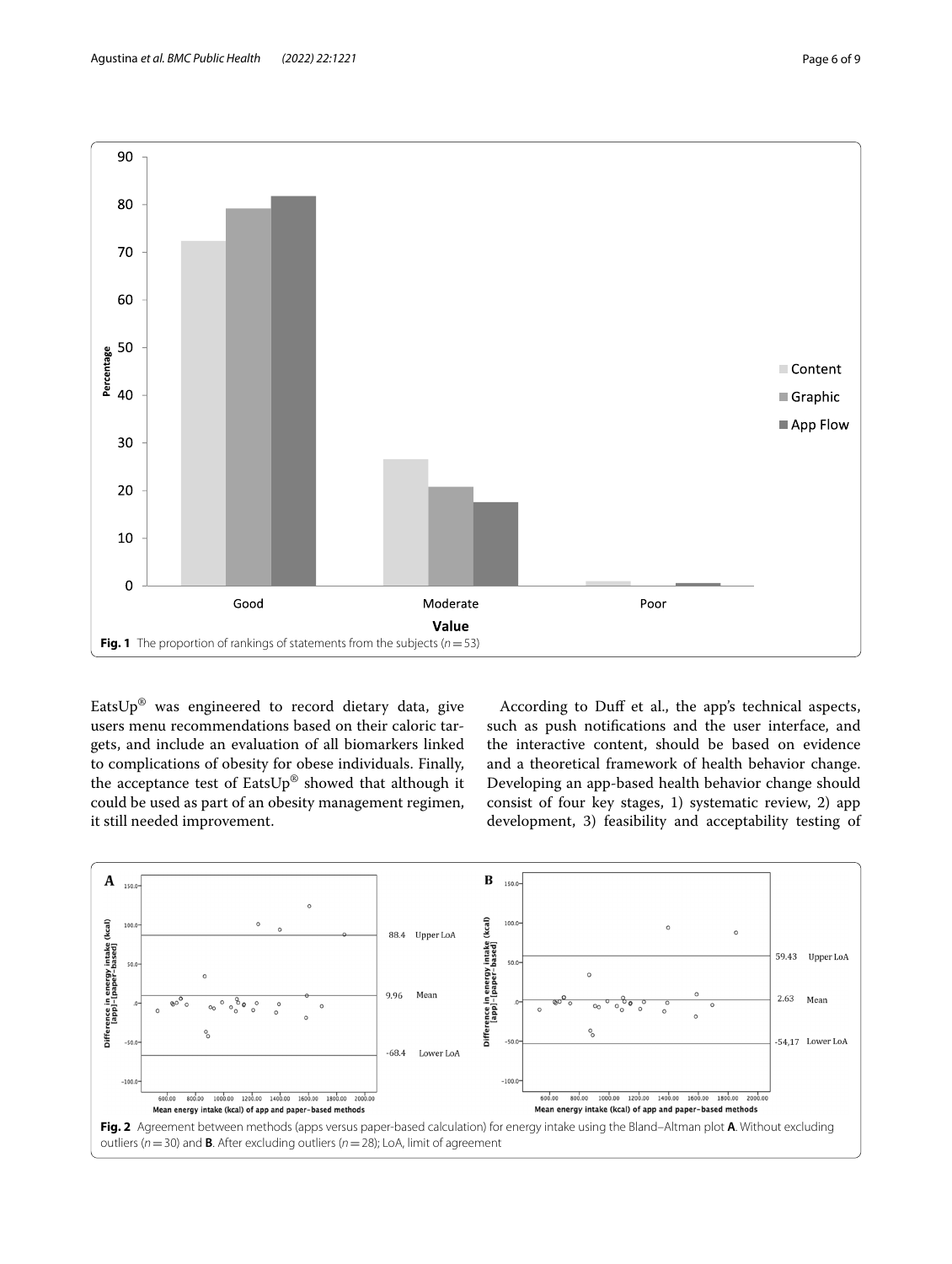90
80
70
60
50
40
30
20
10
0

Percentage

Good
Moderate
Poor

Value

Content
Graphic
App Flow

**Fig. 1** The proportion of rankings of statements from the subjects ($n = 53$)

EatsUp® was engineered to record dietary data, give users menu recommendations based on their caloric targets, and include an evaluation of all biomarkers linked to complications of obesity for obese individuals. Finally, the acceptance test of EatsUp® showed that although it could be used as part of an obesity management regimen, it still needed improvement.

According to Duff et al., the app's technical aspects, such as push notifications and the user interface, and the interactive content, should be based on evidence and a theoretical framework of health behavior change. Developing an app-based health behavior change should consist of four key stages, 1) systematic review, 2) app development, 3) feasibility and acceptability testing of

**A**

Difference in energy intake (kcal) [app]-[paper-based]

150.0
100.0
50.0
.0
-50.0
-100.0

88.4 Upper LoA
9.96 Mean
-68.4 Lower LoA

600.00 800.00 1000.00 1200.00 1400.00 1600.00 1800.00 2000.00

Mean energy intake (kcal) of app and paper-based methods

**B**

Difference in energy intake (kcal) [app]-[paper-based]

150.0
100.0
50.0
.0
-50.0
-100.0

59.43 Upper LoA
2.63 Mean
-54,17 Lower LoA

600.00 800.00 1000.00 1200.00 1400.00 1600.00 1800.00 2000.00

Mean energy intake (kcal) of app and paper-based methods

**Fig. 2** Agreement between methods (apps versus paper-based calculation) for energy intake using the Bland–Altman plot **A**. Without excluding outliers ($n = 30$) and **B**. After excluding outliers ($n = 28$); LoA, limit of agreement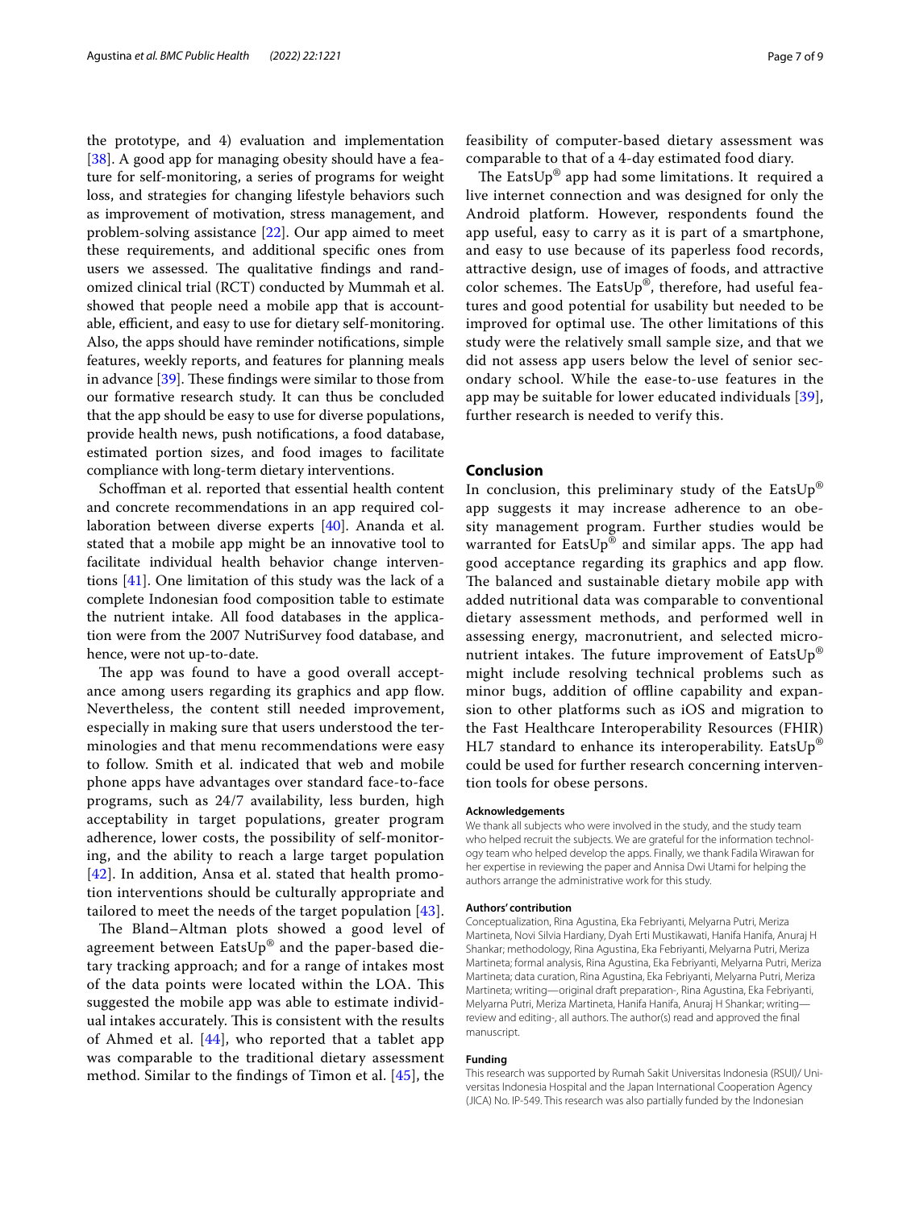the prototype, and 4) evaluation and implementation [38]. A good app for managing obesity should have a feature for self-monitoring, a series of programs for weight loss, and strategies for changing lifestyle behaviors such as improvement of motivation, stress management, and problem-solving assistance [22]. Our app aimed to meet these requirements, and additional specific ones from users we assessed. The qualitative findings and randomized clinical trial (RCT) conducted by Mummah et al. showed that people need a mobile app that is accountable, efficient, and easy to use for dietary self-monitoring. Also, the apps should have reminder notifications, simple features, weekly reports, and features for planning meals in advance [39]. These findings were similar to those from our formative research study. It can thus be concluded that the app should be easy to use for diverse populations, provide health news, push notifications, a food database, estimated portion sizes, and food images to facilitate compliance with long-term dietary interventions.

Schoffman et al. reported that essential health content and concrete recommendations in an app required collaboration between diverse experts [40]. Ananda et al. stated that a mobile app might be an innovative tool to facilitate individual health behavior change interventions [41]. One limitation of this study was the lack of a complete Indonesian food composition table to estimate the nutrient intake. All food databases in the application were from the 2007 NutriSurvey food database, and hence, were not up-to-date.

The app was found to have a good overall acceptance among users regarding its graphics and app flow. Nevertheless, the content still needed improvement, especially in making sure that users understood the terminologies and that menu recommendations were easy to follow. Smith et al. indicated that web and mobile phone apps have advantages over standard face-to-face programs, such as 24/7 availability, less burden, high acceptability in target populations, greater program adherence, lower costs, the possibility of self-monitoring, and the ability to reach a large target population [42]. In addition, Ansa et al. stated that health promotion interventions should be culturally appropriate and tailored to meet the needs of the target population [43].

The Bland–Altman plots showed a good level of agreement between EatsUp® and the paper-based dietary tracking approach; and for a range of intakes most of the data points were located within the LOA. This suggested the mobile app was able to estimate individual intakes accurately. This is consistent with the results of Ahmed et al. [44], who reported that a tablet app was comparable to the traditional dietary assessment method. Similar to the findings of Timon et al. [45], the feasibility of computer-based dietary assessment was comparable to that of a 4-day estimated food diary.

The EatsUp® app had some limitations. It required a live internet connection and was designed for only the Android platform. However, respondents found the app useful, easy to carry as it is part of a smartphone, and easy to use because of its paperless food records, attractive design, use of images of foods, and attractive color schemes. The EatsUp®, therefore, had useful features and good potential for usability but needed to be improved for optimal use. The other limitations of this study were the relatively small sample size, and that we did not assess app users below the level of senior secondary school. While the ease-to-use features in the app may be suitable for lower educated individuals [39], further research is needed to verify this.

## Conclusion

In conclusion, this preliminary study of the EatsUp® app suggests it may increase adherence to an obesity management program. Further studies would be warranted for EatsUp® and similar apps. The app had good acceptance regarding its graphics and app flow. The balanced and sustainable dietary mobile app with added nutritional data was comparable to conventional dietary assessment methods, and performed well in assessing energy, macronutrient, and selected micronutrient intakes. The future improvement of EatsUp® might include resolving technical problems such as minor bugs, addition of offline capability and expansion to other platforms such as iOS and migration to the Fast Healthcare Interoperability Resources (FHIR) HL7 standard to enhance its interoperability. EatsUp® could be used for further research concerning intervention tools for obese persons.

#### Acknowledgements

We thank all subjects who were involved in the study, and the study team who helped recruit the subjects. We are grateful for the information technology team who helped develop the apps. Finally, we thank Fadila Wirawan for her expertise in reviewing the paper and Annisa Dwi Utami for helping the authors arrange the administrative work for this study.

#### Authors' contribution

Conceptualization, Rina Agustina, Eka Febriyanti, Melyarna Putri, Meriza Martineta, Novi Silvia Hardiany, Dyah Erti Mustikawati, Hanifa Hanifa, Anuraj H Shankar; methodology, Rina Agustina, Eka Febriyanti, Melyarna Putri, Meriza Martineta; formal analysis, Rina Agustina, Eka Febriyanti, Melyarna Putri, Meriza Martineta; data curation, Rina Agustina, Eka Febriyanti, Melyarna Putri, Meriza Martineta; writing—original draft preparation-, Rina Agustina, Eka Febriyanti, Melyarna Putri, Meriza Martineta, Hanifa Hanifa, Anuraj H Shankar; writing—review and editing-, all authors. The author(s) read and approved the final manuscript.

#### Funding

This research was supported by Rumah Sakit Universitas Indonesia (RSUI)/ Universitas Indonesia Hospital and the Japan International Cooperation Agency (JICA) No. IP-549. This research was also partially funded by the Indonesian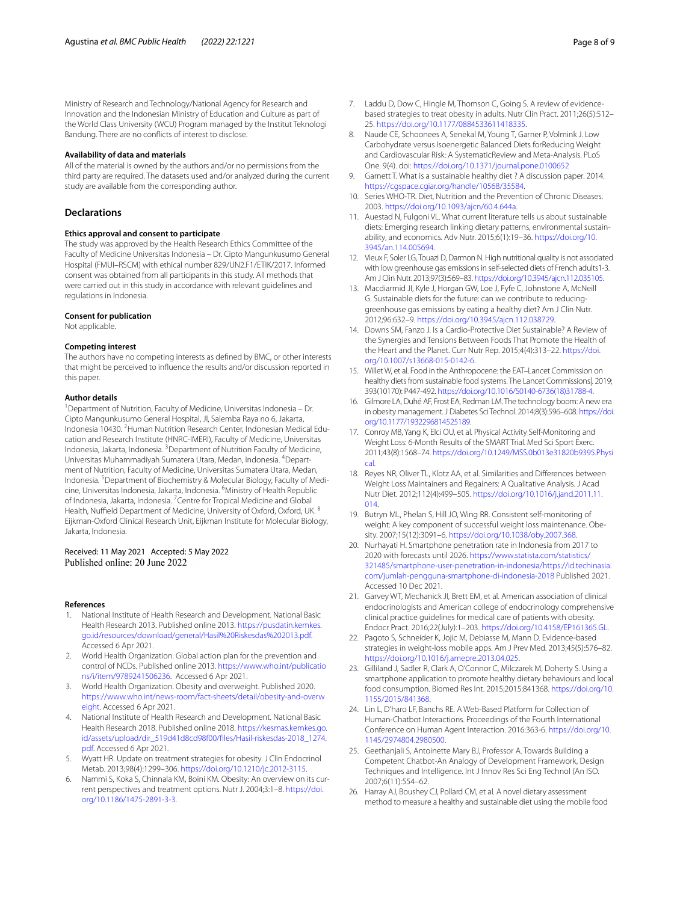Ministry of Research and Technology/National Agency for Research and Innovation and the Indonesian Ministry of Education and Culture as part of the World Class University (WCU) Program managed by the Institut Teknologi Bandung. There are no conflicts of interest to disclose.

### Availability of data and materials

All of the material is owned by the authors and/or no permissions from the third party are required. The datasets used and/or analyzed during the current study are available from the corresponding author.

## Declarations

### Ethics approval and consent to participate

The study was approved by the Health Research Ethics Committee of the Faculty of Medicine Universitas Indonesia – Dr. Cipto Mangunkusumo General Hospital (FMUI–RSCM) with ethical number 829/UN2.F1/ETIK/2017. Informed consent was obtained from all participants in this study. All methods that were carried out in this study in accordance with relevant guidelines and regulations in Indonesia.

### Consent for publication

Not applicable.

### Competing interest

The authors have no competing interests as defined by BMC, or other interests that might be perceived to influence the results and/or discussion reported in this paper.

### Author details

[1]Department of Nutrition, Faculty of Medicine, Universitas Indonesia – Dr. Cipto Mangunkusumo General Hospital, Jl, Salemba Raya no 6, Jakarta, Indonesia 10430. [2]Human Nutrition Research Center, Indonesian Medical Education and Research Institute (HNRC-IMERI), Faculty of Medicine, Universitas Indonesia, Jakarta, Indonesia. [3]Department of Nutrition Faculty of Medicine, Universitas Muhammadiyah Sumatera Utara, Medan, Indonesia. [4]Department of Nutrition, Faculty of Medicine, Universitas Sumatera Utara, Medan, Indonesia. [5]Department of Biochemistry & Molecular Biology, Faculty of Medicine, Universitas Indonesia, Jakarta, Indonesia. [6]Ministry of Health Republic of Indonesia, Jakarta, Indonesia. [7]Centre for Tropical Medicine and Global Health, Nuffield Department of Medicine, University of Oxford, Oxford, UK. [8] Eijkman-Oxford Clinical Research Unit, Eijkman Institute for Molecular Biology, Jakarta, Indonesia.

Received: 11 May 2021 Accepted: 5 May 2022
Published online: 20 June 2022

### References

1. National Institute of Health Research and Development. National Basic Health Research 2013. Published online 2013. https://pusdatin.kemkes.go.id/resources/download/general/Hasil%20Riskesdas%202013.pdf. Accessed 6 Apr 2021.
2. World Health Organization. Global action plan for the prevention and control of NCDs. Published online 2013. https://www.who.int/publications/i/item/9789241506236. Accessed 6 Apr 2021.
3. World Health Organization. Obesity and overweight. Published 2020. https://www.who.int/news-room/fact-sheets/detail/obesity-and-overweight. Accessed 6 Apr 2021.
4. National Institute of Health Research and Development. National Basic Health Research 2018. Published online 2018. https://kesmas.kemkes.go.id/assets/upload/dir_519d41d8cd98f00/files/Hasil-riskesdas-2018_1274.pdf. Accessed 6 Apr 2021.
5. Wyatt HR. Update on treatment strategies for obesity. J Clin Endocrinol Metab. 2013;98(4):1299–306. https://doi.org/10.1210/jc.2012-3115.
6. Nammi S, Koka S, Chinnala KM, Boini KM. Obesity: An overview on its current perspectives and treatment options. Nutr J. 2004;3:1–8. https://doi.org/10.1186/1475-2891-3-3.
7. Laddu D, Dow C, Hingle M, Thomson C, Going S. A review of evidence-based strategies to treat obesity in adults. Nutr Clin Pract. 2011;26(5):512–25. https://doi.org/10.1177/0884533611418335.
8. Naude CE, Schoonees A, Senekal M, Young T, Garner P, Volmink J. Low Carbohydrate versus Isoenergetic Balanced Diets forReducing Weight and Cardiovascular Risk: A SystematicReview and Meta-Analysis. PLoS One. 9(4). doi: https://doi.org/10.1371/journal.pone.0100652
9. Garnett T. What is a sustainable healthy diet ? A discussion paper. 2014. https://cgspace.cgiar.org/handle/10568/35584.
10. Series WHO-TR. Diet, Nutrition and the Prevention of Chronic Diseases. 2003. https://doi.org/10.1093/ajcn/60.4.644a.
11. Auestad N, Fulgoni VL. What current literature tells us about sustainable diets: Emerging research linking dietary patterns, environmental sustainability, and economics. Adv Nutr. 2015;6(1):19–36. https://doi.org/10.3945/an.114.005694.
12. Vieux F, Soler LG, Touazi D, Darmon N. High nutritional quality is not associated with low greenhouse gas emissions in self-selected diets of French adults1-3. Am J Clin Nutr. 2013;97(3):569–83. https://doi.org/10.3945/ajcn.112.035105.
13. Macdiarmid JI, Kyle J, Horgan GW, Loe J, Fyfe C, Johnstone A, McNeill G. Sustainable diets for the future: can we contribute to reducing-greenhouse gas emissions by eating a healthy diet? Am J Clin Nutr. 2012;96:632–9. https://doi.org/10.3945/ajcn.112.038729.
14. Downs SM, Fanzo J. Is a Cardio-Protective Diet Sustainable? A Review of the Synergies and Tensions Between Foods That Promote the Health of the Heart and the Planet. Curr Nutr Rep. 2015;4(4):313–22. https://doi.org/10.1007/s13668-015-0142-6.
15. Willet W, et al. Food in the Anthropocene: the EAT–Lancet Commission on healthy diets from sustainable food systems. The Lancet Commissions|. 2019; 393(10170): P447-492. https://doi.org/10.1016/S0140-6736(18)31788-4.
16. Gilmore LA, Duhé AF, Frost EA, Redman LM. The technology boom: A new era in obesity management. J Diabetes Sci Technol. 2014;8(3):596–608. https://doi.org/10.1177/1932296814525189.
17. Conroy MB, Yang K, Elci OU, et al. Physical Activity Self-Monitoring and Weight Loss: 6-Month Results of the SMART Trial. Med Sci Sport Exerc. 2011;43(8):1568–74. https://doi.org/10.1249/MSS.0b013e31820b9395.Physical.
18. Reyes NR, Oliver TL, Klotz AA, et al. Similarities and Differences between Weight Loss Maintainers and Regainers: A Qualitative Analysis. J Acad Nutr Diet. 2012;112(4):499–505. https://doi.org/10.1016/j.jand.2011.11.014.
19. Butryn ML, Phelan S, Hill JO, Wing RR. Consistent self-monitoring of weight: A key component of successful weight loss maintenance. Obesity. 2007;15(12):3091–6. https://doi.org/10.1038/oby.2007.368.
20. Nurhayati H. Smartphone penetration rate in Indonesia from 2017 to 2020 with forecasts until 2026. https://www.statista.com/statistics/321485/smartphone-user-penetration-in-indonesia/https://id.techinasia.com/jumlah-pengguna-smartphone-di-indonesia-2018 Published 2021. Accessed 10 Dec 2021.
21. Garvey WT, Mechanick JI, Brett EM, et al. American association of clinical endocrinologists and American college of endocrinology comprehensive clinical practice guidelines for medical care of patients with obesity. Endocr Pract. 2016;22(July):1–203. https://doi.org/10.4158/EP161365.GL.
22. Pagoto S, Schneider K, Jojic M, Debiasse M, Mann D. Evidence-based strategies in weight-loss mobile apps. Am J Prev Med. 2013;45(5):576–82. https://doi.org/10.1016/j.amepre.2013.04.025.
23. Gilliland J, Sadler R, Clark A, O'Connor C, Milczarek M, Doherty S. Using a smartphone application to promote healthy dietary behaviours and local food consumption. Biomed Res Int. 2015;2015:841368. https://doi.org/10.1155/2015/841368.
24. Lin L, D'haro LF, Banchs RE. A Web-Based Platform for Collection of Human-Chatbot Interactions. Proceedings of the Fourth International Conference on Human Agent Interaction. 2016:363-6. https://doi.org/10.1145/2974804.2980500.
25. Geethanjali S, Antoinette Mary BJ, Professor A. Towards Building a Competent Chatbot-An Analogy of Development Framework, Design Techniques and Intelligence. Int J Innov Res Sci Eng Technol (An ISO. 2007;6(11):554–62.
26. Harray AJ, Boushey CJ, Pollard CM, et al. A novel dietary assessment method to measure a healthy and sustainable diet using the mobile food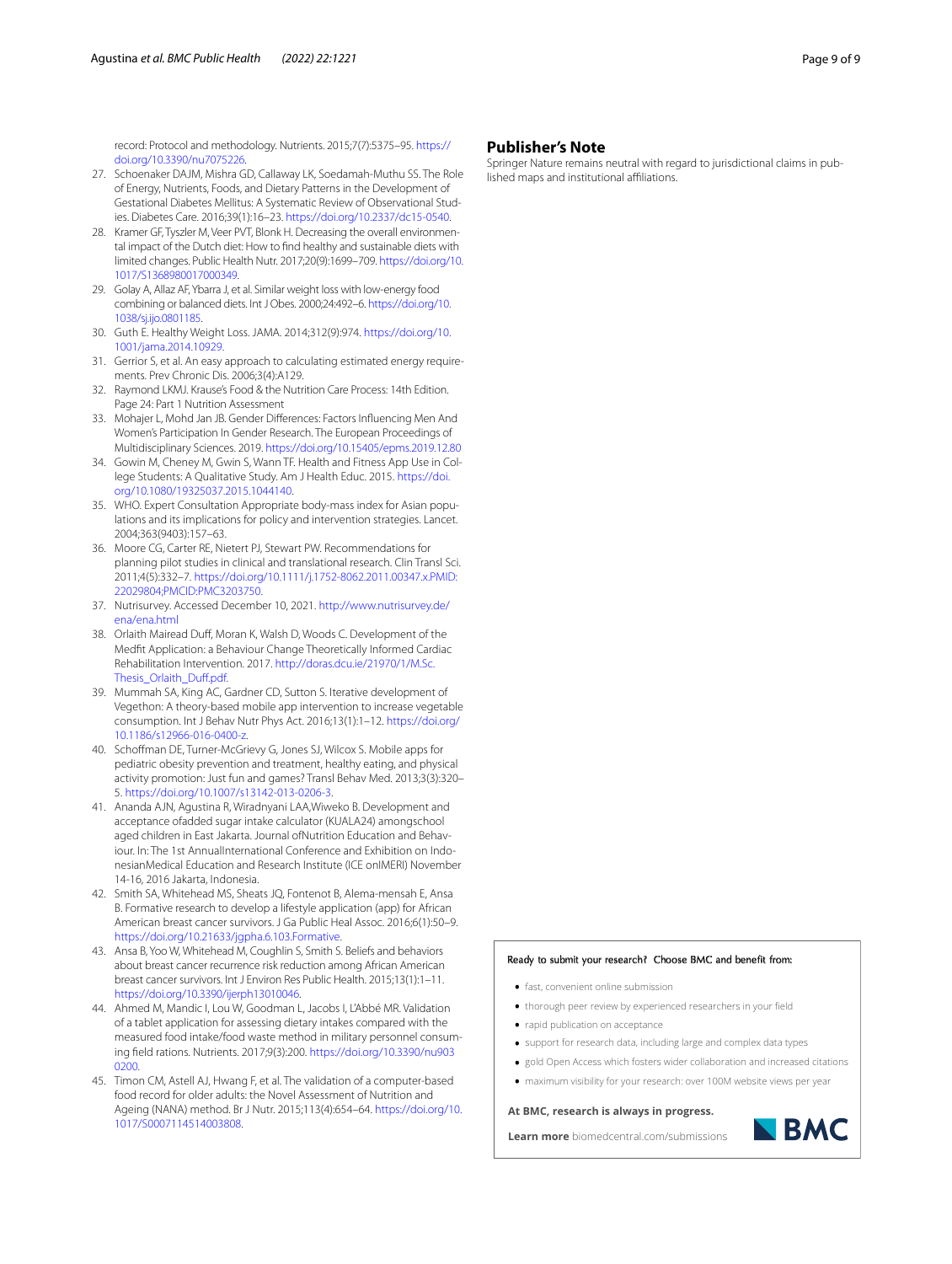record: Protocol and methodology. Nutrients. 2015;7(7):5375–95. https://doi.org/10.3390/nu7075226.

27. Schoenaker DAJM, Mishra GD, Callaway LK, Soedamah-Muthu SS. The Role of Energy, Nutrients, Foods, and Dietary Patterns in the Development of Gestational Diabetes Mellitus: A Systematic Review of Observational Studies. Diabetes Care. 2016;39(1):16–23. https://doi.org/10.2337/dc15-0540.
28. Kramer GF, Tyszler M, Veer PVT, Blonk H. Decreasing the overall environmental impact of the Dutch diet: How to find healthy and sustainable diets with limited changes. Public Health Nutr. 2017;20(9):1699–709. https://doi.org/10.1017/S1368980017000349.
29. Golay A, Allaz AF, Ybarra J, et al. Similar weight loss with low-energy food combining or balanced diets. Int J Obes. 2000;24:492–6. https://doi.org/10.1038/sj.ijo.0801185.
30. Guth E. Healthy Weight Loss. JAMA. 2014;312(9):974. https://doi.org/10.1001/jama.2014.10929.
31. Gerrior S, et al. An easy approach to calculating estimated energy requirements. Prev Chronic Dis. 2006;3(4):A129.
32. Raymond LKMJ. Krause's Food & the Nutrition Care Process: 14th Edition. Page 24: Part 1 Nutrition Assessment
33. Mohajer L, Mohd Jan JB. Gender Differences: Factors Influencing Men And Women's Participation In Gender Research. The European Proceedings of Multidisciplinary Sciences. 2019. https://doi.org/10.15405/epms.2019.12.80
34. Gowin M, Cheney M, Gwin S, Wann TF. Health and Fitness App Use in College Students: A Qualitative Study. Am J Health Educ. 2015. https://doi.org/10.1080/19325037.2015.1044140.
35. WHO. Expert Consultation Appropriate body-mass index for Asian populations and its implications for policy and intervention strategies. Lancet. 2004;363(9403):157–63.
36. Moore CG, Carter RE, Nietert PJ, Stewart PW. Recommendations for planning pilot studies in clinical and translational research. Clin Transl Sci. 2011;4(5):332–7. https://doi.org/10.1111/j.1752-8062.2011.00347.x.PMID:22029804;PMCID:PMC3203750.
37. Nutrisurvey. Accessed December 10, 2021. http://www.nutrisurvey.de/ena/ena.html
38. Orlaith Mairead Duff, Moran K, Walsh D, Woods C. Development of the Medfit Application: a Behaviour Change Theoretically Informed Cardiac Rehabilitation Intervention. 2017. http://doras.dcu.ie/21970/1/M.Sc.Thesis_Orlaith_Duff.pdf.
39. Mummah SA, King AC, Gardner CD, Sutton S. Iterative development of Vegethon: A theory-based mobile app intervention to increase vegetable consumption. Int J Behav Nutr Phys Act. 2016;13(1):1–12. https://doi.org/10.1186/s12966-016-0400-z.
40. Schoffman DE, Turner-McGrievy G, Jones SJ, Wilcox S. Mobile apps for pediatric obesity prevention and treatment, healthy eating, and physical activity promotion: Just fun and games? Transl Behav Med. 2013;3(3):320–5. https://doi.org/10.1007/s13142-013-0206-3.
41. Ananda AJN, Agustina R, Wiradnyani LAA,Wiweko B. Development and acceptance ofadded sugar intake calculator (KUALA24) amongschool aged children in East Jakarta. Journal ofNutrition Education and Behaviour. In: The 1st AnnualInternational Conference and Exhibition on IndonesianMedical Education and Research Institute (ICE onIMERI) November 14-16, 2016 Jakarta, Indonesia.
42. Smith SA, Whitehead MS, Sheats JQ, Fontenot B, Alema-mensah E, Ansa B. Formative research to develop a lifestyle application (app) for African American breast cancer survivors. J Ga Public Heal Assoc. 2016;6(1):50–9. https://doi.org/10.21633/jgpha.6.103.Formative.
43. Ansa B, Yoo W, Whitehead M, Coughlin S, Smith S. Beliefs and behaviors about breast cancer recurrence risk reduction among African American breast cancer survivors. Int J Environ Res Public Health. 2015;13(1):1–11. https://doi.org/10.3390/ijerph13010046.
44. Ahmed M, Mandic I, Lou W, Goodman L, Jacobs I, L'Abbé MR. Validation of a tablet application for assessing dietary intakes compared with the measured food intake/food waste method in military personnel consuming field rations. Nutrients. 2017;9(3):200. https://doi.org/10.3390/nu9030200.
45. Timon CM, Astell AJ, Hwang F, et al. The validation of a computer-based food record for older adults: the Novel Assessment of Nutrition and Ageing (NANA) method. Br J Nutr. 2015;113(4):654–64. https://doi.org/10.1017/S0007114514003808.

## Publisher's Note

Springer Nature remains neutral with regard to jurisdictional claims in published maps and institutional affiliations.

Ready to submit your research? Choose BMC and benefit from:

- fast, convenient online submission
- thorough peer review by experienced researchers in your field
- rapid publication on acceptance
- support for research data, including large and complex data types
- gold Open Access which fosters wider collaboration and increased citations
- maximum visibility for your research: over 100M website views per year

**At BMC, research is always in progress.**

**Learn more** biomedcentral.com/submissions

BMC